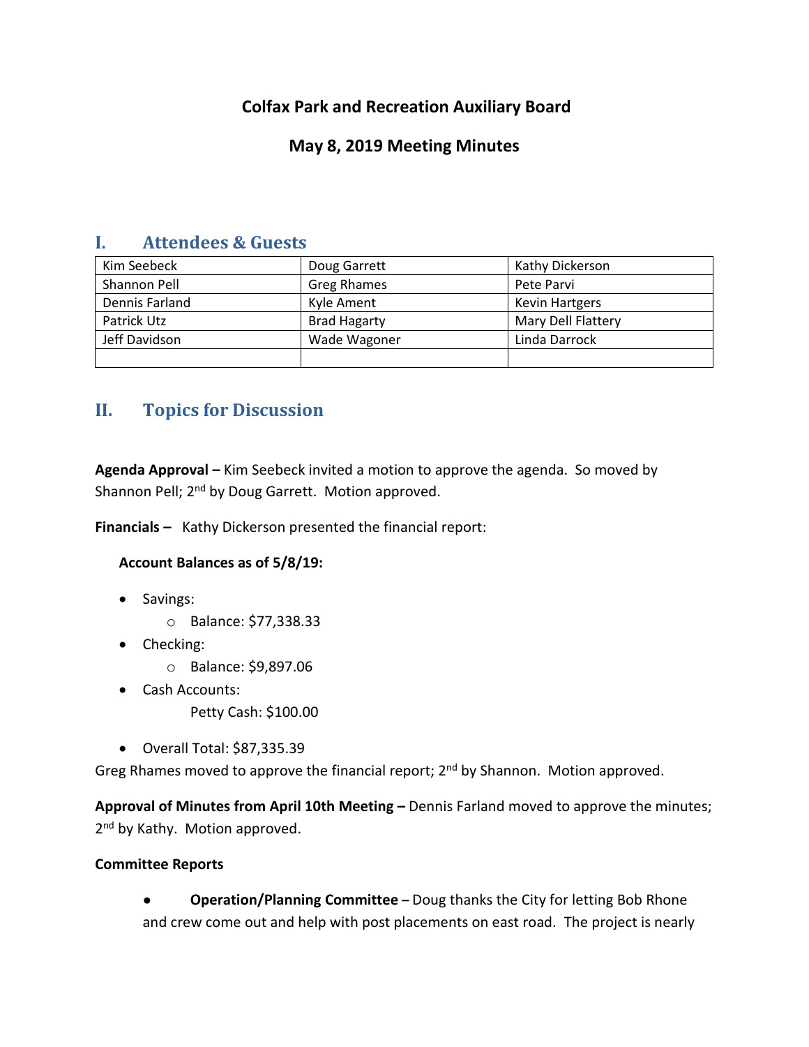# Colfax Park and Recreation Auxiliary Board

## May 8, 2019 Meeting Minutes

## I. Attendees & Guests

| | | |
|---|---|---|
| Kim Seebeck | Doug Garrett | Kathy Dickerson |
| Shannon Pell | Greg Rhames | Pete Parvi |
| Dennis Farland | Kyle Ament | Kevin Hartgers |
| Patrick Utz | Brad Hagarty | Mary Dell Flattery |
| Jeff Davidson | Wade Wagoner | Linda Darrock |
| | | |

## II. Topics for Discussion

**Agenda Approval –** Kim Seebeck invited a motion to approve the agenda. So moved by Shannon Pell; 2nd by Doug Garrett. Motion approved.

**Financials –** Kathy Dickerson presented the financial report:

**Account Balances as of 5/8/19:**

- Savings:
  - Balance: $77,338.33
- Checking:
  - Balance: $9,897.06
- Cash Accounts:
  
  Petty Cash: $100.00

- Overall Total: $87,335.39

Greg Rhames moved to approve the financial report; 2nd by Shannon. Motion approved.

**Approval of Minutes from April 10th Meeting –** Dennis Farland moved to approve the minutes; 2nd by Kathy. Motion approved.

**Committee Reports**

- **Operation/Planning Committee –** Doug thanks the City for letting Bob Rhone and crew come out and help with post placements on east road. The project is nearly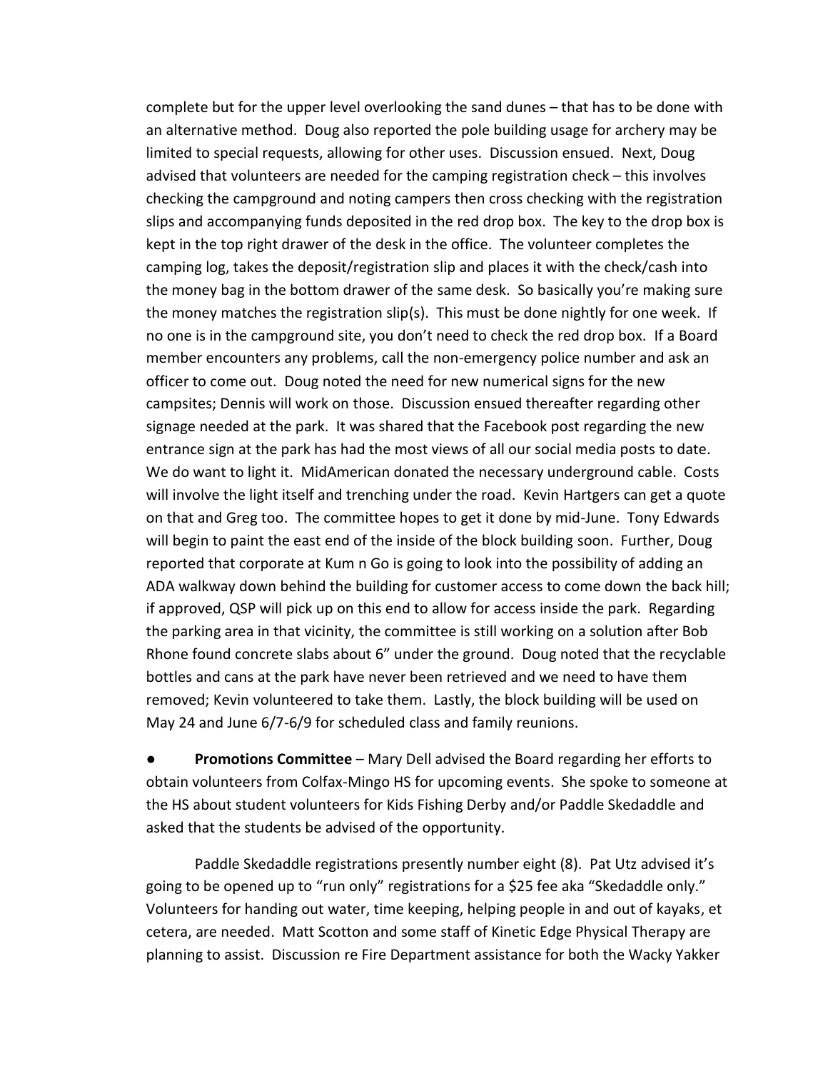complete but for the upper level overlooking the sand dunes – that has to be done with an alternative method. Doug also reported the pole building usage for archery may be limited to special requests, allowing for other uses. Discussion ensued. Next, Doug advised that volunteers are needed for the camping registration check – this involves checking the campground and noting campers then cross checking with the registration slips and accompanying funds deposited in the red drop box. The key to the drop box is kept in the top right drawer of the desk in the office. The volunteer completes the camping log, takes the deposit/registration slip and places it with the check/cash into the money bag in the bottom drawer of the same desk. So basically you're making sure the money matches the registration slip(s). This must be done nightly for one week. If no one is in the campground site, you don't need to check the red drop box. If a Board member encounters any problems, call the non-emergency police number and ask an officer to come out. Doug noted the need for new numerical signs for the new campsites; Dennis will work on those. Discussion ensued thereafter regarding other signage needed at the park. It was shared that the Facebook post regarding the new entrance sign at the park has had the most views of all our social media posts to date. We do want to light it. MidAmerican donated the necessary underground cable. Costs will involve the light itself and trenching under the road. Kevin Hartgers can get a quote on that and Greg too. The committee hopes to get it done by mid-June. Tony Edwards will begin to paint the east end of the inside of the block building soon. Further, Doug reported that corporate at Kum n Go is going to look into the possibility of adding an ADA walkway down behind the building for customer access to come down the back hill; if approved, QSP will pick up on this end to allow for access inside the park. Regarding the parking area in that vicinity, the committee is still working on a solution after Bob Rhone found concrete slabs about 6" under the ground. Doug noted that the recyclable bottles and cans at the park have never been retrieved and we need to have them removed; Kevin volunteered to take them. Lastly, the block building will be used on May 24 and June 6/7-6/9 for scheduled class and family reunions.

- **Promotions Committee** – Mary Dell advised the Board regarding her efforts to obtain volunteers from Colfax-Mingo HS for upcoming events. She spoke to someone at the HS about student volunteers for Kids Fishing Derby and/or Paddle Skedaddle and asked that the students be advised of the opportunity.

Paddle Skedaddle registrations presently number eight (8). Pat Utz advised it's going to be opened up to "run only" registrations for a $25 fee aka "Skedaddle only." Volunteers for handing out water, time keeping, helping people in and out of kayaks, et cetera, are needed. Matt Scotton and some staff of Kinetic Edge Physical Therapy are planning to assist. Discussion re Fire Department assistance for both the Wacky Yakker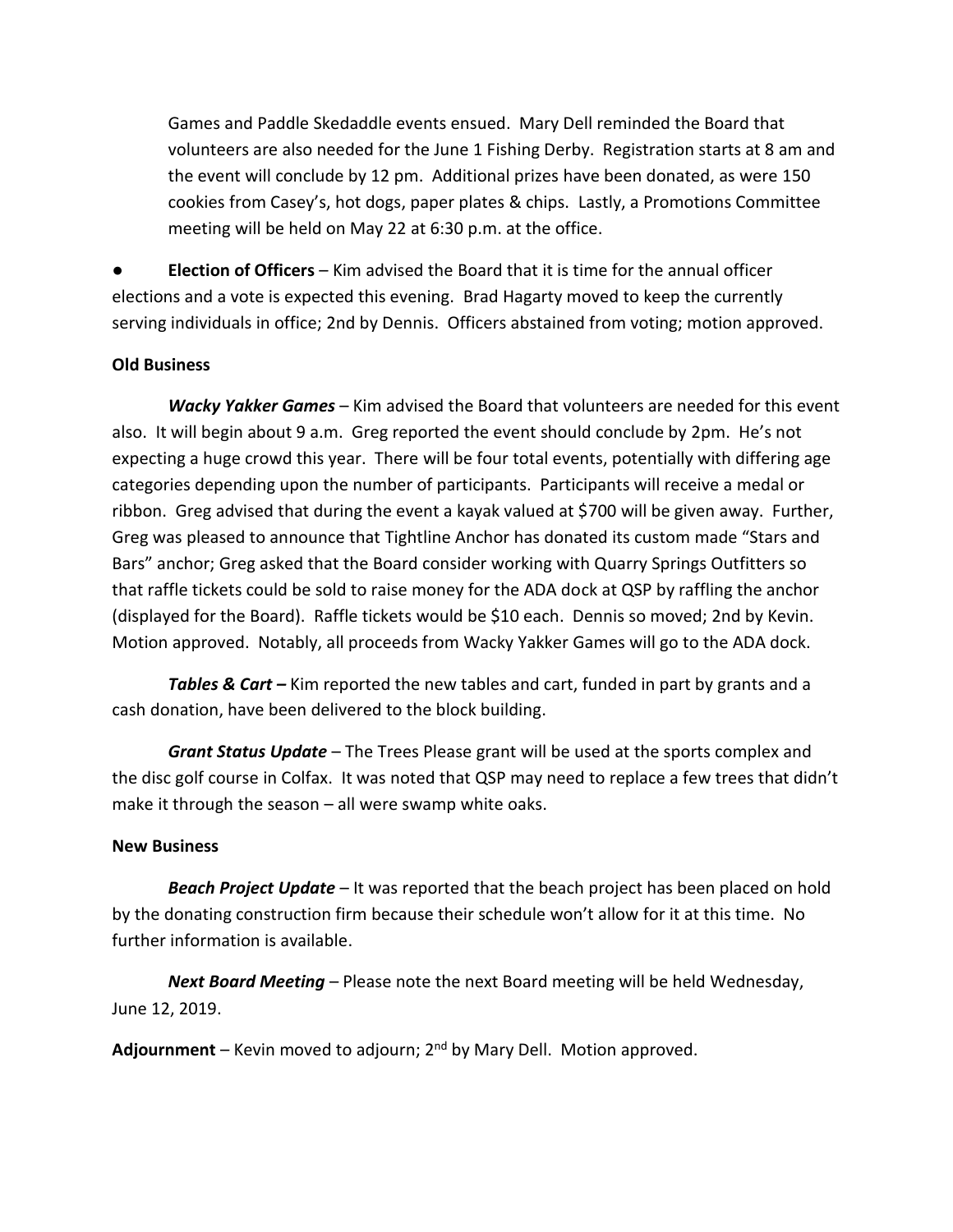Games and Paddle Skedaddle events ensued. Mary Dell reminded the Board that volunteers are also needed for the June 1 Fishing Derby. Registration starts at 8 am and the event will conclude by 12 pm. Additional prizes have been donated, as were 150 cookies from Casey's, hot dogs, paper plates & chips. Lastly, a Promotions Committee meeting will be held on May 22 at 6:30 p.m. at the office.

- **Election of Officers** – Kim advised the Board that it is time for the annual officer elections and a vote is expected this evening. Brad Hagarty moved to keep the currently serving individuals in office; 2nd by Dennis. Officers abstained from voting; motion approved.

**Old Business**

***Wacky Yakker Games*** – Kim advised the Board that volunteers are needed for this event also. It will begin about 9 a.m. Greg reported the event should conclude by 2pm. He's not expecting a huge crowd this year. There will be four total events, potentially with differing age categories depending upon the number of participants. Participants will receive a medal or ribbon. Greg advised that during the event a kayak valued at $700 will be given away. Further, Greg was pleased to announce that Tightline Anchor has donated its custom made "Stars and Bars" anchor; Greg asked that the Board consider working with Quarry Springs Outfitters so that raffle tickets could be sold to raise money for the ADA dock at QSP by raffling the anchor (displayed for the Board). Raffle tickets would be $10 each. Dennis so moved; 2nd by Kevin. Motion approved. Notably, all proceeds from Wacky Yakker Games will go to the ADA dock.

***Tables & Cart*** **–** Kim reported the new tables and cart, funded in part by grants and a cash donation, have been delivered to the block building.

***Grant Status Update*** – The Trees Please grant will be used at the sports complex and the disc golf course in Colfax. It was noted that QSP may need to replace a few trees that didn't make it through the season – all were swamp white oaks.

**New Business**

***Beach Project Update*** – It was reported that the beach project has been placed on hold by the donating construction firm because their schedule won't allow for it at this time. No further information is available.

***Next Board Meeting*** – Please note the next Board meeting will be held Wednesday, June 12, 2019.

**Adjournment** – Kevin moved to adjourn; 2nd by Mary Dell. Motion approved.